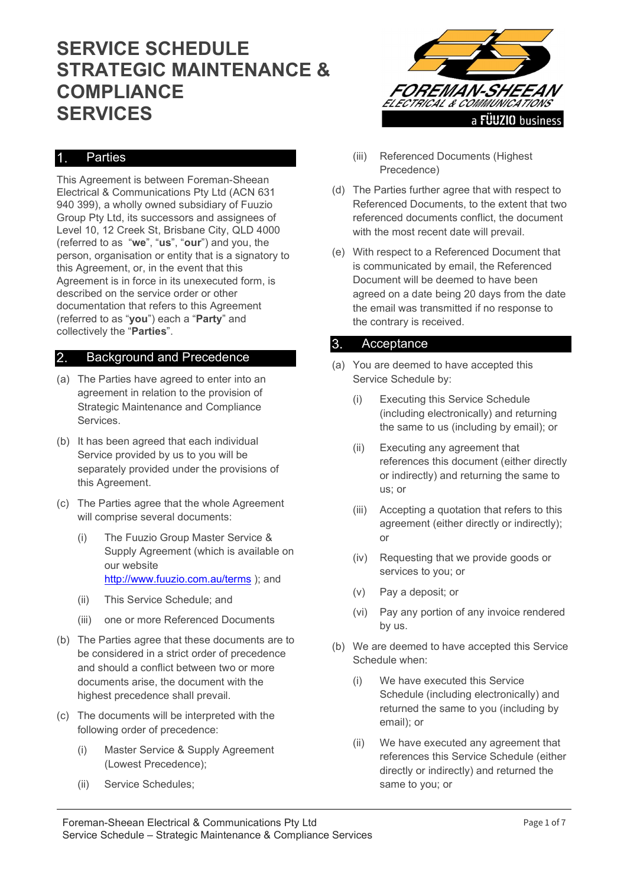# SERVICE SCHEDULE STRATEGIC MAINTENANCE & COMPLIANCE SERVICES

## 1. Parties

This Agreement is between Foreman-Sheean Electrical & Communications Pty Ltd (ACN 631 940 399), a wholly owned subsidiary of Fuuzio Group Pty Ltd, its successors and assignees of Level 10, 12 Creek St, Brisbane City, QLD 4000 (referred to as "**we**", "**us**", "**our**") and you, the person, organisation or entity that is a signatory to this Agreement, or, in the event that this Agreement is in force in its unexecuted form, is described on the service order or other documentation that refers to this Agreement (referred to as "**you**") each a "**Party**" and collectively the "**Parties**".

## 2. Background and Precedence

(a) The Parties have agreed to enter into an agreement in relation to the provision of Strategic Maintenance and Compliance Services.

(b) It has been agreed that each individual Service provided by us to you will be separately provided under the provisions of this Agreement.

(c) The Parties agree that the whole Agreement will comprise several documents:

- (i) The Fuuzio Group Master Service & Supply Agreement (which is available on our website http://www.fuuzio.com.au/terms ); and
- (ii) This Service Schedule; and
- (iii) one or more Referenced Documents

(b) The Parties agree that these documents are to be considered in a strict order of precedence and should a conflict between two or more documents arise, the document with the highest precedence shall prevail.

(c) The documents will be interpreted with the following order of precedence:

- (i) Master Service & Supply Agreement (Lowest Precedence);
- (ii) Service Schedules;
- (iii) Referenced Documents (Highest Precedence)

(d) The Parties further agree that with respect to Referenced Documents, to the extent that two referenced documents conflict, the document with the most recent date will prevail.

(e) With respect to a Referenced Document that is communicated by email, the Referenced Document will be deemed to have been agreed on a date being 20 days from the date the email was transmitted if no response to the contrary is received.

## 3. Acceptance

(a) You are deemed to have accepted this Service Schedule by:

- (i) Executing this Service Schedule (including electronically) and returning the same to us (including by email); or
- (ii) Executing any agreement that references this document (either directly or indirectly) and returning the same to us; or
- (iii) Accepting a quotation that refers to this agreement (either directly or indirectly); or
- (iv) Requesting that we provide goods or services to you; or
- (v) Pay a deposit; or
- (vi) Pay any portion of any invoice rendered by us.

(b) We are deemed to have accepted this Service Schedule when:

- (i) We have executed this Service Schedule (including electronically) and returned the same to you (including by email); or
- (ii) We have executed any agreement that references this Service Schedule (either directly or indirectly) and returned the same to you; or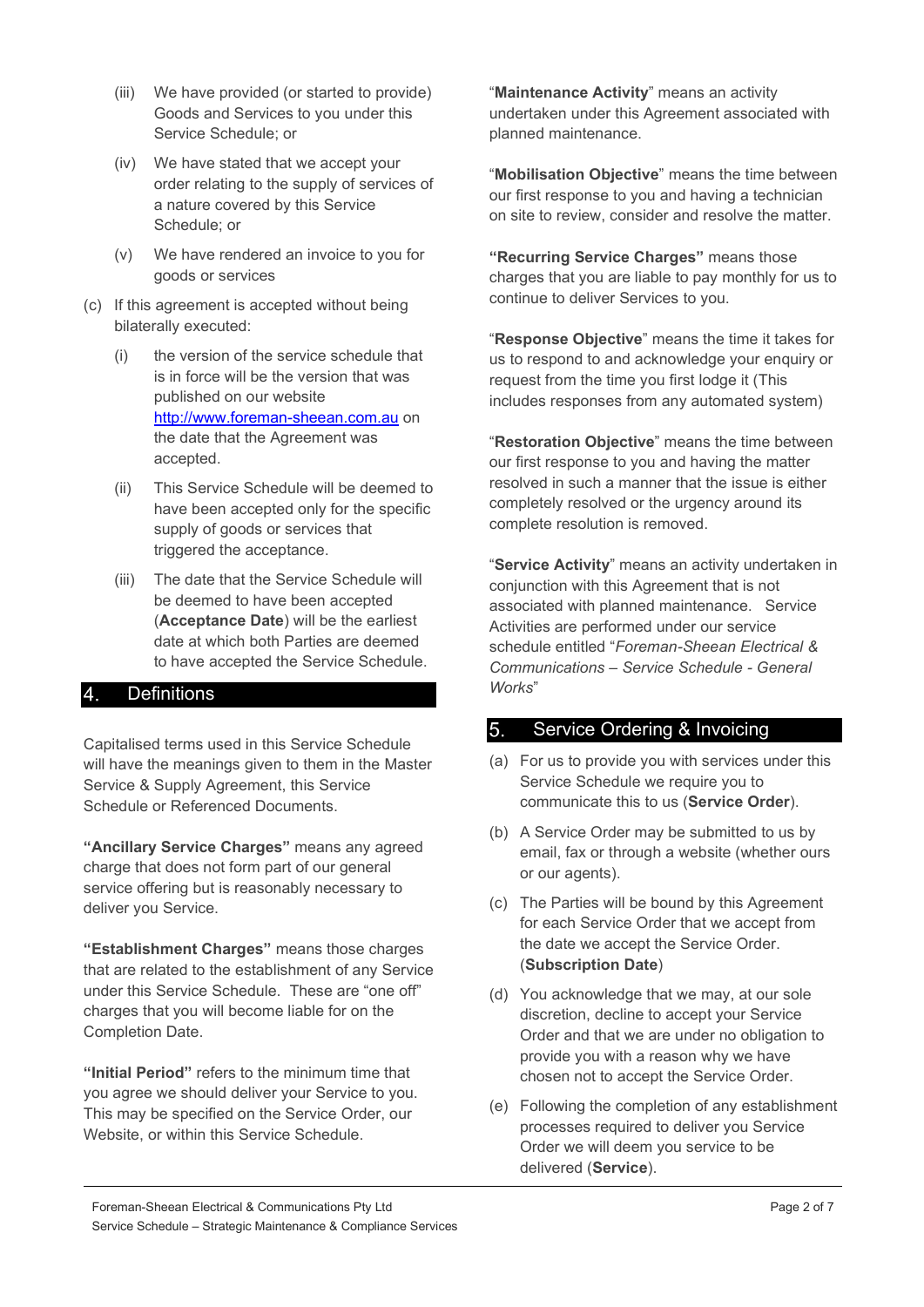(iii) We have provided (or started to provide) Goods and Services to you under this Service Schedule; or

(iv) We have stated that we accept your order relating to the supply of services of a nature covered by this Service Schedule; or

(v) We have rendered an invoice to you for goods or services

(c) If this agreement is accepted without being bilaterally executed:

(i) the version of the service schedule that is in force will be the version that was published on our website http://www.foreman-sheean.com.au on the date that the Agreement was accepted.

(ii) This Service Schedule will be deemed to have been accepted only for the specific supply of goods or services that triggered the acceptance.

(iii) The date that the Service Schedule will be deemed to have been accepted (**Acceptance Date**) will be the earliest date at which both Parties are deemed to have accepted the Service Schedule.

## 4. Definitions

Capitalised terms used in this Service Schedule will have the meanings given to them in the Master Service & Supply Agreement, this Service Schedule or Referenced Documents.

**"Ancillary Service Charges"** means any agreed charge that does not form part of our general service offering but is reasonably necessary to deliver you Service.

**"Establishment Charges"** means those charges that are related to the establishment of any Service under this Service Schedule. These are "one off" charges that you will become liable for on the Completion Date.

**"Initial Period"** refers to the minimum time that you agree we should deliver your Service to you. This may be specified on the Service Order, our Website, or within this Service Schedule.

"**Maintenance Activity**" means an activity undertaken under this Agreement associated with planned maintenance.

"**Mobilisation Objective**" means the time between our first response to you and having a technician on site to review, consider and resolve the matter.

**"Recurring Service Charges"** means those charges that you are liable to pay monthly for us to continue to deliver Services to you.

"**Response Objective**" means the time it takes for us to respond to and acknowledge your enquiry or request from the time you first lodge it (This includes responses from any automated system)

"**Restoration Objective**" means the time between our first response to you and having the matter resolved in such a manner that the issue is either completely resolved or the urgency around its complete resolution is removed.

"**Service Activity**" means an activity undertaken in conjunction with this Agreement that is not associated with planned maintenance. Service Activities are performed under our service schedule entitled "*Foreman-Sheean Electrical & Communications – Service Schedule - General Works*"

## 5. Service Ordering & Invoicing

(a) For us to provide you with services under this Service Schedule we require you to communicate this to us (**Service Order**).

(b) A Service Order may be submitted to us by email, fax or through a website (whether ours or our agents).

(c) The Parties will be bound by this Agreement for each Service Order that we accept from the date we accept the Service Order. (**Subscription Date**)

(d) You acknowledge that we may, at our sole discretion, decline to accept your Service Order and that we are under no obligation to provide you with a reason why we have chosen not to accept the Service Order.

(e) Following the completion of any establishment processes required to deliver you Service Order we will deem you service to be delivered (**Service**).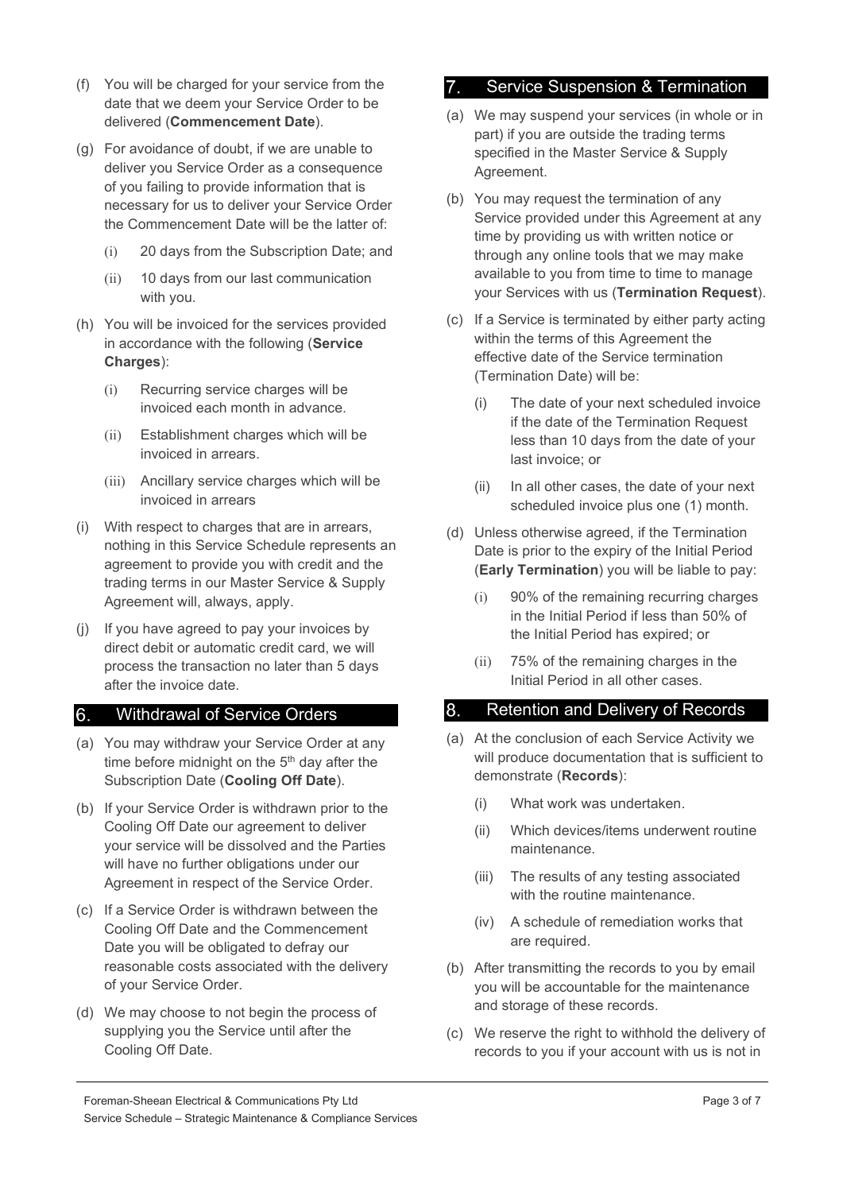(f) You will be charged for your service from the date that we deem your Service Order to be delivered (**Commencement Date**).

(g) For avoidance of doubt, if we are unable to deliver you Service Order as a consequence of you failing to provide information that is necessary for us to deliver your Service Order the Commencement Date will be the latter of:

  (i) 20 days from the Subscription Date; and

  (ii) 10 days from our last communication with you.

(h) You will be invoiced for the services provided in accordance with the following (**Service Charges**):

  (i) Recurring service charges will be invoiced each month in advance.

  (ii) Establishment charges which will be invoiced in arrears.

  (iii) Ancillary service charges which will be invoiced in arrears

(i) With respect to charges that are in arrears, nothing in this Service Schedule represents an agreement to provide you with credit and the trading terms in our Master Service & Supply Agreement will, always, apply.

(j) If you have agreed to pay your invoices by direct debit or automatic credit card, we will process the transaction no later than 5 days after the invoice date.

## 6. Withdrawal of Service Orders

(a) You may withdraw your Service Order at any time before midnight on the 5th day after the Subscription Date (**Cooling Off Date**).

(b) If your Service Order is withdrawn prior to the Cooling Off Date our agreement to deliver your service will be dissolved and the Parties will have no further obligations under our Agreement in respect of the Service Order.

(c) If a Service Order is withdrawn between the Cooling Off Date and the Commencement Date you will be obligated to defray our reasonable costs associated with the delivery of your Service Order.

(d) We may choose to not begin the process of supplying you the Service until after the Cooling Off Date.

## 7. Service Suspension & Termination

(a) We may suspend your services (in whole or in part) if you are outside the trading terms specified in the Master Service & Supply Agreement.

(b) You may request the termination of any Service provided under this Agreement at any time by providing us with written notice or through any online tools that we may make available to you from time to time to manage your Services with us (**Termination Request**).

(c) If a Service is terminated by either party acting within the terms of this Agreement the effective date of the Service termination (Termination Date) will be:

  (i) The date of your next scheduled invoice if the date of the Termination Request less than 10 days from the date of your last invoice; or

  (ii) In all other cases, the date of your next scheduled invoice plus one (1) month.

(d) Unless otherwise agreed, if the Termination Date is prior to the expiry of the Initial Period (**Early Termination**) you will be liable to pay:

  (i) 90% of the remaining recurring charges in the Initial Period if less than 50% of the Initial Period has expired; or

  (ii) 75% of the remaining charges in the Initial Period in all other cases.

## 8. Retention and Delivery of Records

(a) At the conclusion of each Service Activity we will produce documentation that is sufficient to demonstrate (**Records**):

  (i) What work was undertaken.

  (ii) Which devices/items underwent routine maintenance.

  (iii) The results of any testing associated with the routine maintenance.

  (iv) A schedule of remediation works that are required.

(b) After transmitting the records to you by email you will be accountable for the maintenance and storage of these records.

(c) We reserve the right to withhold the delivery of records to you if your account with us is not in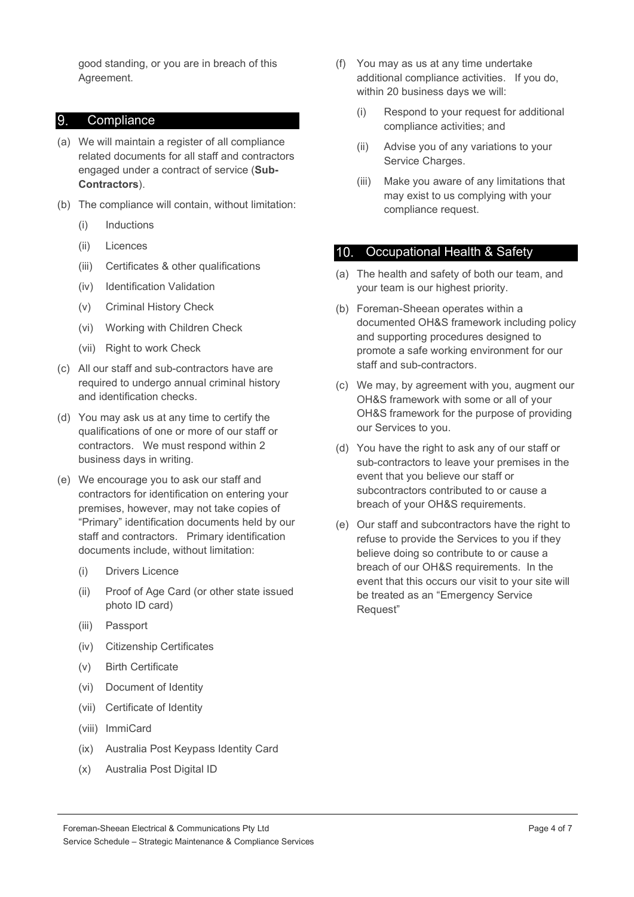good standing, or you are in breach of this Agreement.

## 9. Compliance

(a) We will maintain a register of all compliance related documents for all staff and contractors engaged under a contract of service (**Sub-Contractors**).

(b) The compliance will contain, without limitation:

  (i) Inductions

  (ii) Licences

  (iii) Certificates & other qualifications

  (iv) Identification Validation

  (v) Criminal History Check

  (vi) Working with Children Check

  (vii) Right to work Check

(c) All our staff and sub-contractors have are required to undergo annual criminal history and identification checks.

(d) You may ask us at any time to certify the qualifications of one or more of our staff or contractors. We must respond within 2 business days in writing.

(e) We encourage you to ask our staff and contractors for identification on entering your premises, however, may not take copies of "Primary" identification documents held by our staff and contractors. Primary identification documents include, without limitation:

  (i) Drivers Licence

  (ii) Proof of Age Card (or other state issued photo ID card)

  (iii) Passport

  (iv) Citizenship Certificates

  (v) Birth Certificate

  (vi) Document of Identity

  (vii) Certificate of Identity

  (viii) ImmiCard

  (ix) Australia Post Keypass Identity Card

  (x) Australia Post Digital ID

(f) You may as us at any time undertake additional compliance activities. If you do, within 20 business days we will:

  (i) Respond to your request for additional compliance activities; and

  (ii) Advise you of any variations to your Service Charges.

  (iii) Make you aware of any limitations that may exist to us complying with your compliance request.

## 10. Occupational Health & Safety

(a) The health and safety of both our team, and your team is our highest priority.

(b) Foreman-Sheean operates within a documented OH&S framework including policy and supporting procedures designed to promote a safe working environment for our staff and sub-contractors.

(c) We may, by agreement with you, augment our OH&S framework with some or all of your OH&S framework for the purpose of providing our Services to you.

(d) You have the right to ask any of our staff or sub-contractors to leave your premises in the event that you believe our staff or subcontractors contributed to or cause a breach of your OH&S requirements.

(e) Our staff and subcontractors have the right to refuse to provide the Services to you if they believe doing so contribute to or cause a breach of our OH&S requirements. In the event that this occurs our visit to your site will be treated as an "Emergency Service Request"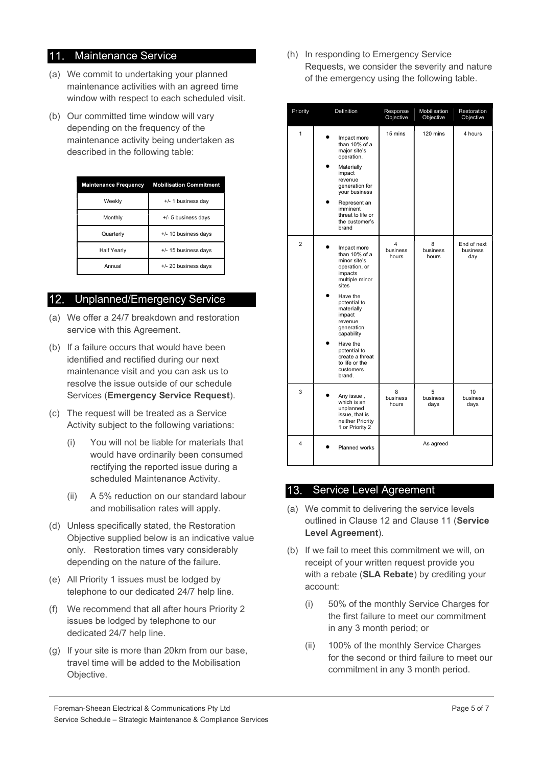## 11. Maintenance Service

(a) We commit to undertaking your planned maintenance activities with an agreed time window with respect to each scheduled visit.

(b) Our committed time window will vary depending on the frequency of the maintenance activity being undertaken as described in the following table:

| Maintenance Frequency | Mobilisation Commitment |
|---|---|
| Weekly | +/- 1 business day |
| Monthly | +/- 5 business days |
| Quarterly | +/- 10 business days |
| Half Yearly | +/- 15 business days |
| Annual | +/- 20 business days |

## 12. Unplanned/Emergency Service

(a) We offer a 24/7 breakdown and restoration service with this Agreement.

(b) If a failure occurs that would have been identified and rectified during our next maintenance visit and you can ask us to resolve the issue outside of our schedule Services (**Emergency Service Request**).

(c) The request will be treated as a Service Activity subject to the following variations:

   (i) You will not be liable for materials that would have ordinarily been consumed rectifying the reported issue during a scheduled Maintenance Activity.

   (ii) A 5% reduction on our standard labour and mobilisation rates will apply.

(d) Unless specifically stated, the Restoration Objective supplied below is an indicative value only. Restoration times vary considerably depending on the nature of the failure.

(e) All Priority 1 issues must be lodged by telephone to our dedicated 24/7 help line.

(f) We recommend that all after hours Priority 2 issues be lodged by telephone to our dedicated 24/7 help line.

(g) If your site is more than 20km from our base, travel time will be added to the Mobilisation Objective.

(h) In responding to Emergency Service Requests, we consider the severity and nature of the emergency using the following table.

| Priority | Definition | Response Objective | Mobilisation Objective | Restoration Objective |
|---|---|---|---|---|
| 1 | • Impact more than 10% of a major site's operation.<br>• Materially impact revenue generation for your business<br>• Represent an imminent threat to life or the customer's brand | 15 mins | 120 mins | 4 hours |
| 2 | • Impact more than 10% of a minor site's operation, or impacts multiple minor sites<br>• Have the potential to materially impact revenue generation capability<br>• Have the potential to create a threat to life or the customers brand. | 4 business hours | 8 business hours | End of next business day |
| 3 | • Any issue , which is an unplanned issue, that is neither Priority 1 or Priority 2 | 8 business hours | 5 business days | 10 business days |
| 4 | • Planned works | As agreed | | |

## 13. Service Level Agreement

(a) We commit to delivering the service levels outlined in Clause 12 and Clause 11 (**Service Level Agreement**).

(b) If we fail to meet this commitment we will, on receipt of your written request provide you with a rebate (**SLA Rebate**) by crediting your account:

   (i) 50% of the monthly Service Charges for the first failure to meet our commitment in any 3 month period; or

   (ii) 100% of the monthly Service Charges for the second or third failure to meet our commitment in any 3 month period.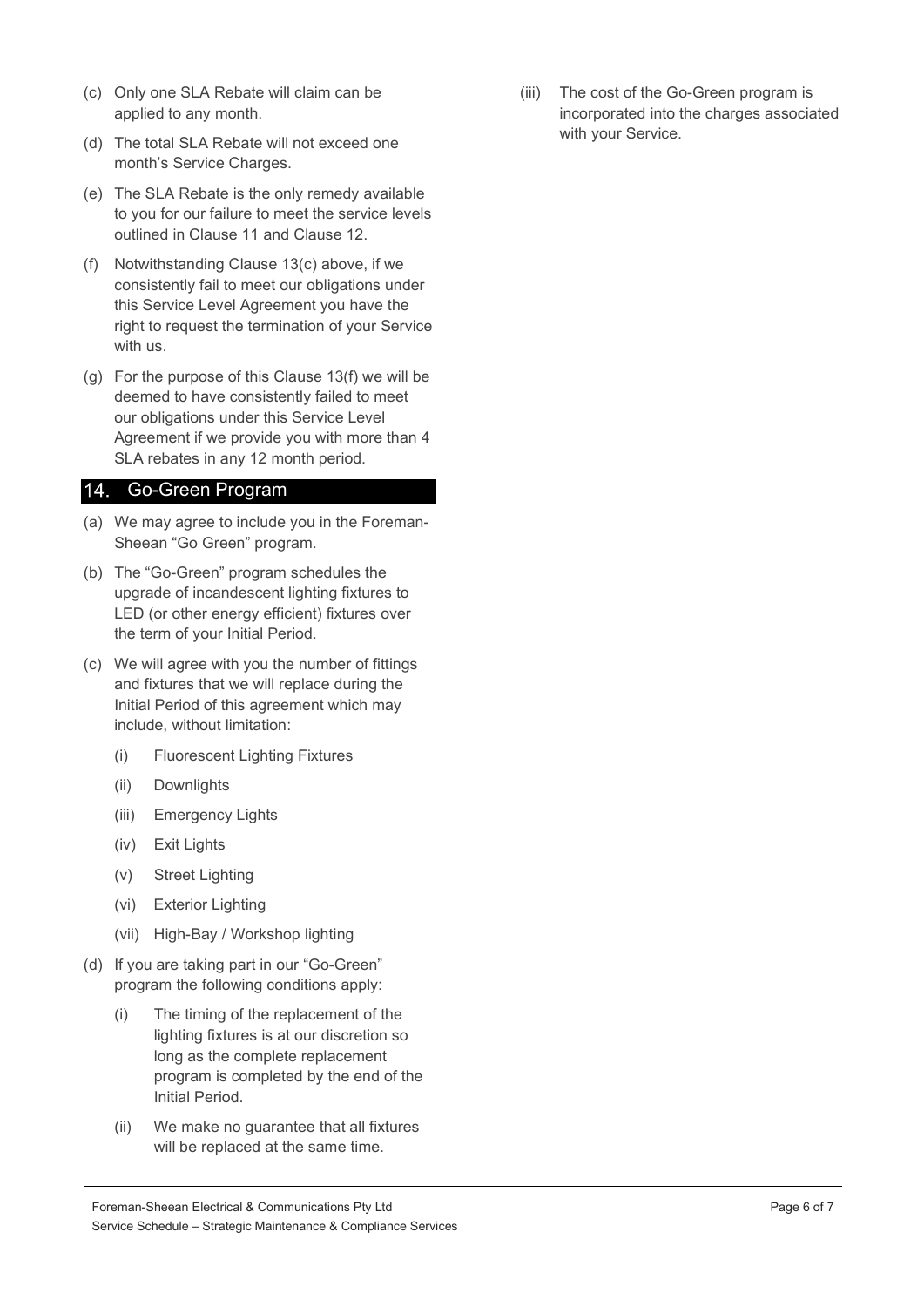(c) Only one SLA Rebate will claim can be applied to any month.

(d) The total SLA Rebate will not exceed one month's Service Charges.

(e) The SLA Rebate is the only remedy available to you for our failure to meet the service levels outlined in Clause 11 and Clause 12.

(f) Notwithstanding Clause 13(c) above, if we consistently fail to meet our obligations under this Service Level Agreement you have the right to request the termination of your Service with us.

(g) For the purpose of this Clause 13(f) we will be deemed to have consistently failed to meet our obligations under this Service Level Agreement if we provide you with more than 4 SLA rebates in any 12 month period.

## 14. Go-Green Program

(a) We may agree to include you in the Foreman-Sheean "Go Green" program.

(b) The "Go-Green" program schedules the upgrade of incandescent lighting fixtures to LED (or other energy efficient) fixtures over the term of your Initial Period.

(c) We will agree with you the number of fittings and fixtures that we will replace during the Initial Period of this agreement which may include, without limitation:

- (i) Fluorescent Lighting Fixtures
- (ii) Downlights
- (iii) Emergency Lights
- (iv) Exit Lights
- (v) Street Lighting
- (vi) Exterior Lighting
- (vii) High-Bay / Workshop lighting

(d) If you are taking part in our "Go-Green" program the following conditions apply:

- (i) The timing of the replacement of the lighting fixtures is at our discretion so long as the complete replacement program is completed by the end of the Initial Period.
- (ii) We make no guarantee that all fixtures will be replaced at the same time.
- (iii) The cost of the Go-Green program is incorporated into the charges associated with your Service.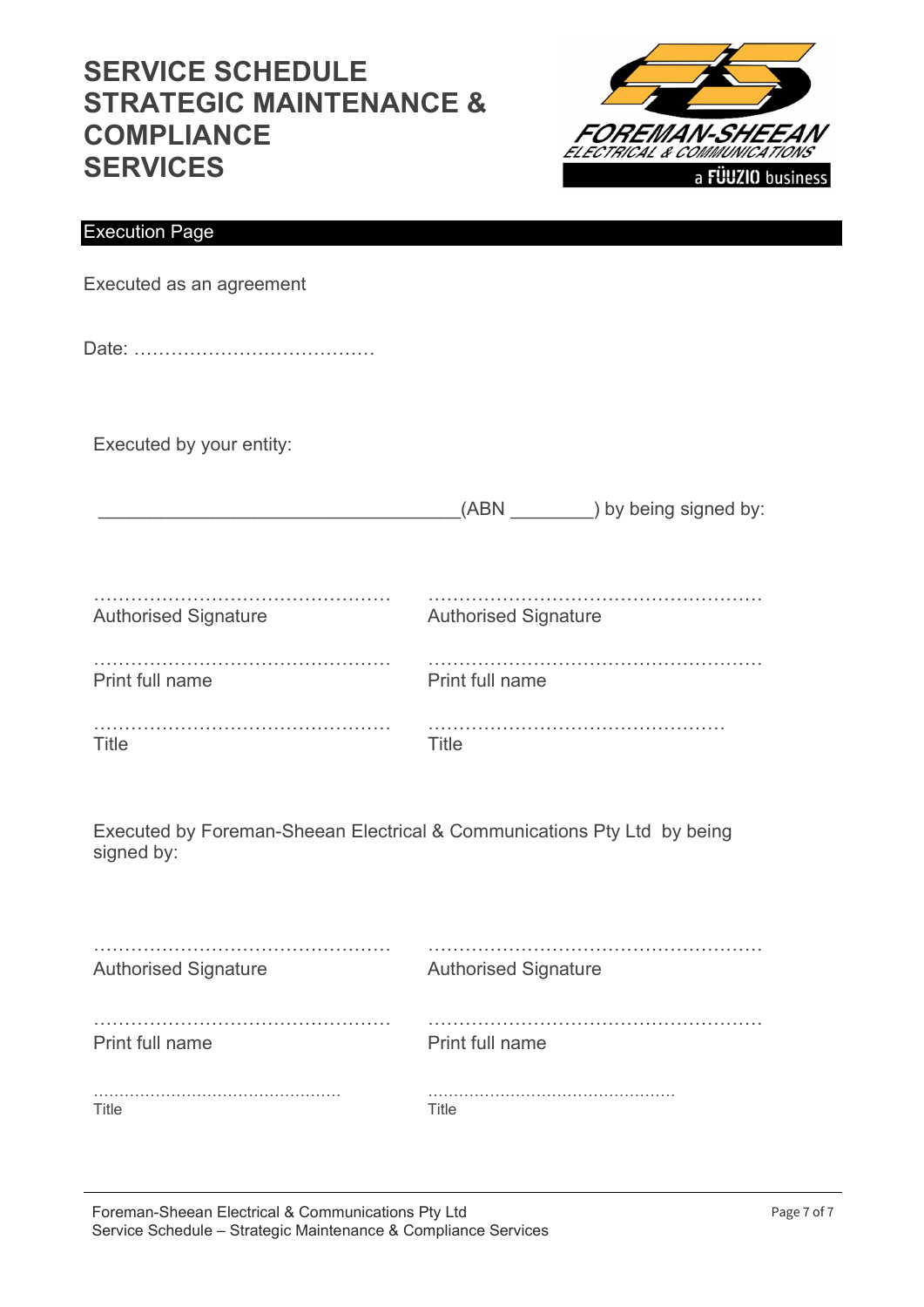# SERVICE SCHEDULE STRATEGIC MAINTENANCE & COMPLIANCE SERVICES

## Execution Page

Executed as an agreement

Date: ……………………………….

Executed by your entity:

___________________________________(ABN ________) by being signed by:

| | |
|---|---|
| ……………………………………….. | ……………………………………………. |
| Authorised Signature | Authorised Signature |
| ……………………………………….. | ……………………………………………. |
| Print full name | Print full name |
| ……………………………………….. | ……………………………………….. |
| Title | Title |

Executed by Foreman-Sheean Electrical & Communications Pty Ltd by being signed by:

| | |
|---|---|
| ……………………………………….. | ……………………………………………. |
| Authorised Signature | Authorised Signature |
| ……………………………………….. | ……………………………………………. |
| Print full name | Print full name |
| ……………………………………….. | ……………………………………….. |
| Title | Title |